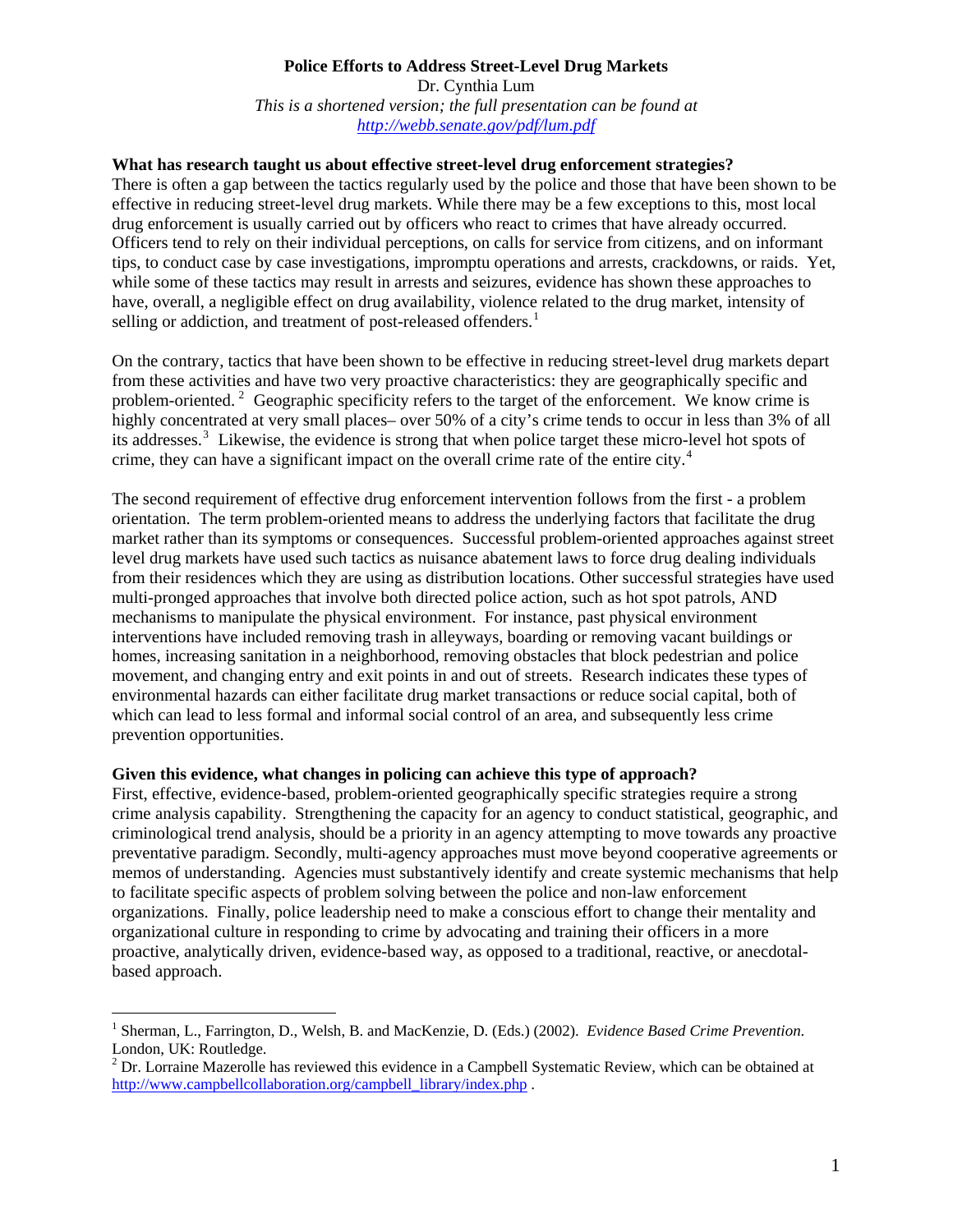# Police Efforts to Address Street-Level Drug Markets

Dr. Cynthia Lum

*This is a shortened version; the full presentation can be found at [http://webb.senate.gov/pdf/lum.pdf](http://webb.senate.gov/pdf/lum.pdf)*

**What has research taught us about effective street-level drug enforcement strategies?**

There is often a gap between the tactics regularly used by the police and those that have been shown to be effective in reducing street-level drug markets. While there may be a few exceptions to this, most local drug enforcement is usually carried out by officers who react to crimes that have already occurred. Officers tend to rely on their individual perceptions, on calls for service from citizens, and on informant tips, to conduct case by case investigations, impromptu operations and arrests, crackdowns, or raids. Yet, while some of these tactics may result in arrests and seizures, evidence has shown these approaches to have, overall, a negligible effect on drug availability, violence related to the drug market, intensity of selling or addiction, and treatment of post-released offenders.[1]

On the contrary, tactics that have been shown to be effective in reducing street-level drug markets depart from these activities and have two very proactive characteristics: they are geographically specific and problem-oriented.[2] Geographic specificity refers to the target of the enforcement. We know crime is highly concentrated at very small places– over 50% of a city's crime tends to occur in less than 3% of all its addresses.[3] Likewise, the evidence is strong that when police target these micro-level hot spots of crime, they can have a significant impact on the overall crime rate of the entire city.[4]

The second requirement of effective drug enforcement intervention follows from the first - a problem orientation. The term problem-oriented means to address the underlying factors that facilitate the drug market rather than its symptoms or consequences. Successful problem-oriented approaches against street level drug markets have used such tactics as nuisance abatement laws to force drug dealing individuals from their residences which they are using as distribution locations. Other successful strategies have used multi-pronged approaches that involve both directed police action, such as hot spot patrols, AND mechanisms to manipulate the physical environment. For instance, past physical environment interventions have included removing trash in alleyways, boarding or removing vacant buildings or homes, increasing sanitation in a neighborhood, removing obstacles that block pedestrian and police movement, and changing entry and exit points in and out of streets. Research indicates these types of environmental hazards can either facilitate drug market transactions or reduce social capital, both of which can lead to less formal and informal social control of an area, and subsequently less crime prevention opportunities.

**Given this evidence, what changes in policing can achieve this type of approach?**

First, effective, evidence-based, problem-oriented geographically specific strategies require a strong crime analysis capability. Strengthening the capacity for an agency to conduct statistical, geographic, and criminological trend analysis, should be a priority in an agency attempting to move towards any proactive preventative paradigm. Secondly, multi-agency approaches must move beyond cooperative agreements or memos of understanding. Agencies must substantively identify and create systemic mechanisms that help to facilitate specific aspects of problem solving between the police and non-law enforcement organizations. Finally, police leadership need to make a conscious effort to change their mentality and organizational culture in responding to crime by advocating and training their officers in a more proactive, analytically driven, evidence-based way, as opposed to a traditional, reactive, or anecdotal-based approach.

---

[1] Sherman, L., Farrington, D., Welsh, B. and MacKenzie, D. (Eds.) (2002). *Evidence Based Crime Prevention.* London, UK: Routledge.

[2] Dr. Lorraine Mazerolle has reviewed this evidence in a Campbell Systematic Review, which can be obtained at [http://www.campbellcollaboration.org/campbell_library/index.php](http://www.campbellcollaboration.org/campbell_library/index.php) .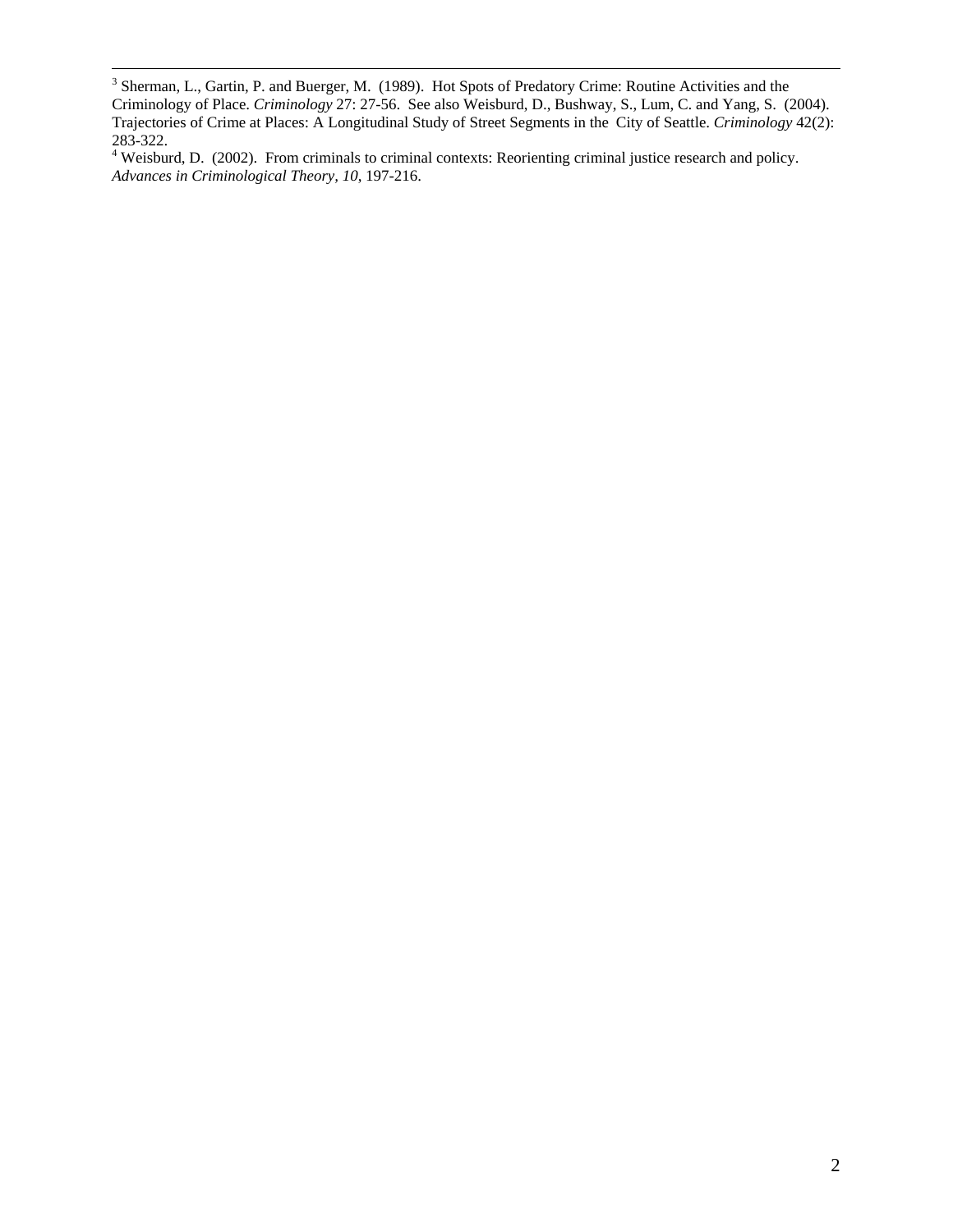[3] Sherman, L., Gartin, P. and Buerger, M. (1989). Hot Spots of Predatory Crime: Routine Activities and the Criminology of Place. *Criminology* 27: 27-56. See also Weisburd, D., Bushway, S., Lum, C. and Yang, S. (2004). Trajectories of Crime at Places: A Longitudinal Study of Street Segments in the City of Seattle. *Criminology* 42(2): 283-322.

[4] Weisburd, D. (2002). From criminals to criminal contexts: Reorienting criminal justice research and policy. *Advances in Criminological Theory, 10*, 197-216.